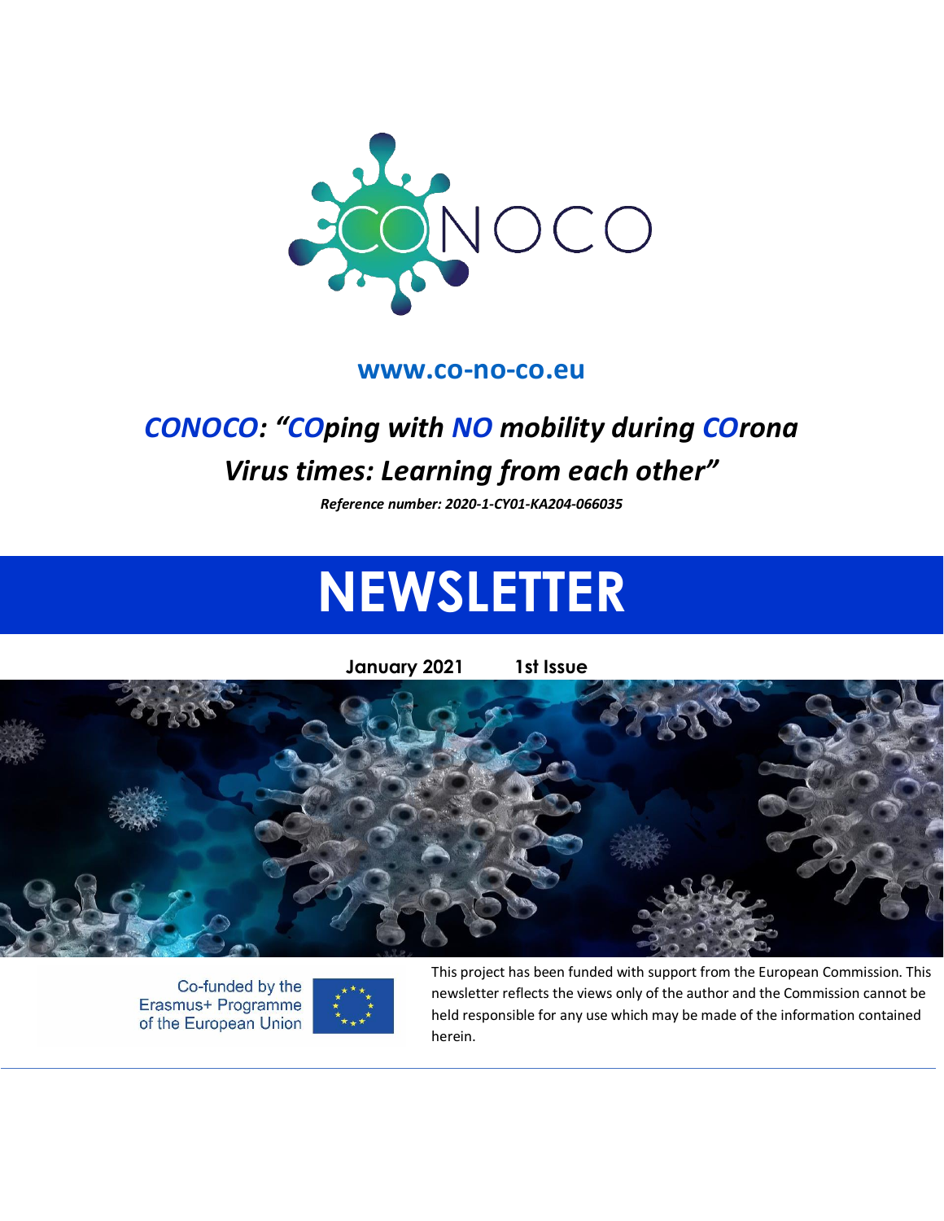CONOCO

**www.co-no-co.eu**

## *CONOCO: "COping with NO mobility during COrona Virus times: Learning from each other"*

***Reference number: 2020-1-CY01-KA204-066035***

# NEWSLETTER

**January 2021 1st Issue**

Co-funded by the Erasmus+ Programme of the European Union

This project has been funded with support from the European Commission. This newsletter reflects the views only of the author and the Commission cannot be held responsible for any use which may be made of the information contained herein.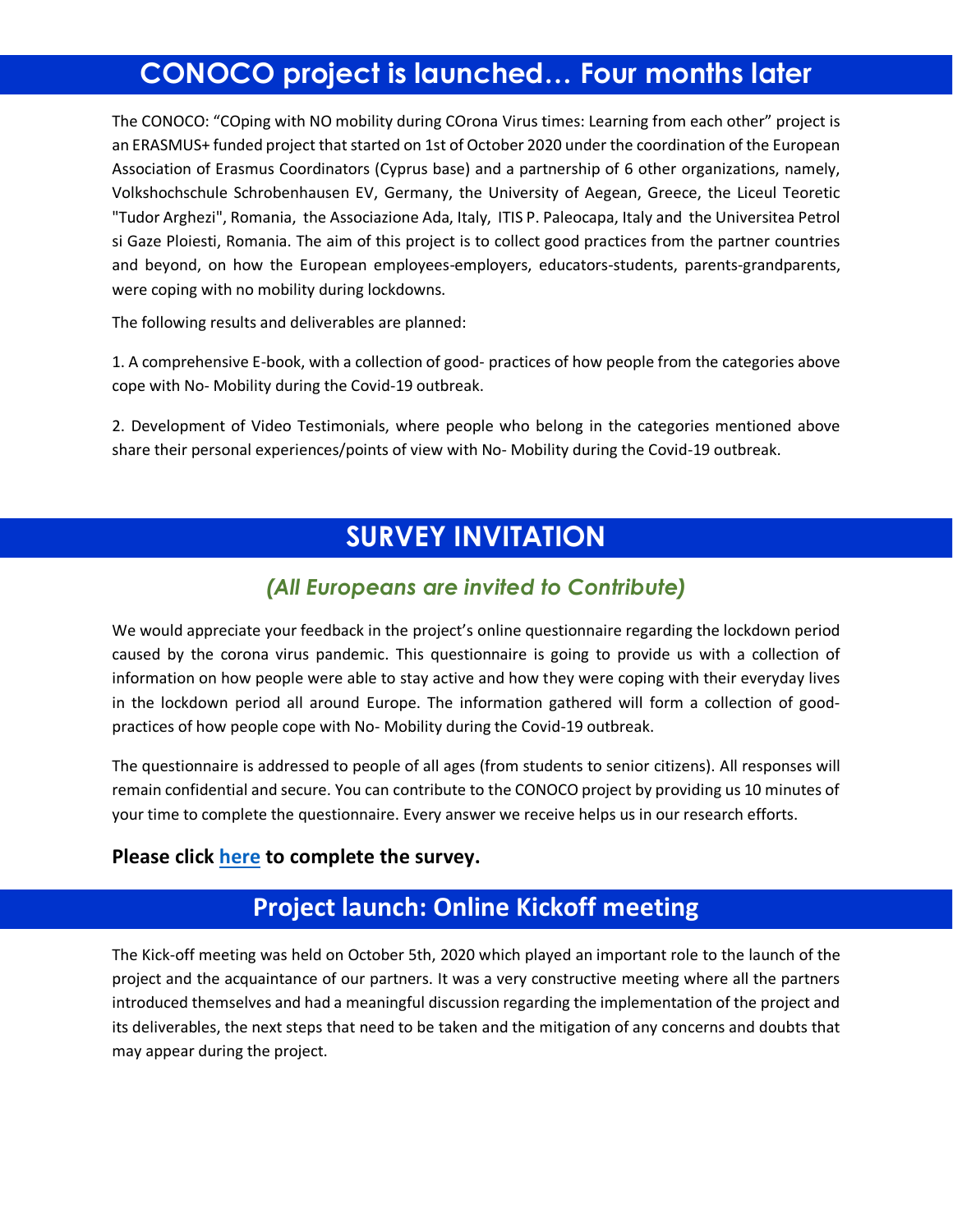## CONOCO project is launched… Four months later

The CONOCO: "COping with NO mobility during COrona Virus times: Learning from each other" project is an ERASMUS+ funded project that started on 1st of October 2020 under the coordination of the European Association of Erasmus Coordinators (Cyprus base) and a partnership of 6 other organizations, namely, Volkshochschule Schrobenhausen EV, Germany, the University of Aegean, Greece, the Liceul Teoretic "Tudor Arghezi", Romania, the Associazione Ada, Italy, ITIS P. Paleocapa, Italy and the Universitea Petrol si Gaze Ploiesti, Romania. The aim of this project is to collect good practices from the partner countries and beyond, on how the European employees-employers, educators-students, parents-grandparents, were coping with no mobility during lockdowns.

The following results and deliverables are planned:

1. A comprehensive E-book, with a collection of good- practices of how people from the categories above cope with No- Mobility during the Covid-19 outbreak.

2. Development of Video Testimonials, where people who belong in the categories mentioned above share their personal experiences/points of view with No- Mobility during the Covid-19 outbreak.

## SURVEY INVITATION

### *(All Europeans are invited to Contribute)*

We would appreciate your feedback in the project's online questionnaire regarding the lockdown period caused by the corona virus pandemic. This questionnaire is going to provide us with a collection of information on how people were able to stay active and how they were coping with their everyday lives in the lockdown period all around Europe. The information gathered will form a collection of good-practices of how people cope with No- Mobility during the Covid-19 outbreak.

The questionnaire is addressed to people of all ages (from students to senior citizens). All responses will remain confidential and secure. You can contribute to the CONOCO project by providing us 10 minutes of your time to complete the questionnaire. Every answer we receive helps us in our research efforts.

**Please click here to complete the survey.**

## Project launch: Online Kickoff meeting

The Kick-off meeting was held on October 5th, 2020 which played an important role to the launch of the project and the acquaintance of our partners. It was a very constructive meeting where all the partners introduced themselves and had a meaningful discussion regarding the implementation of the project and its deliverables, the next steps that need to be taken and the mitigation of any concerns and doubts that may appear during the project.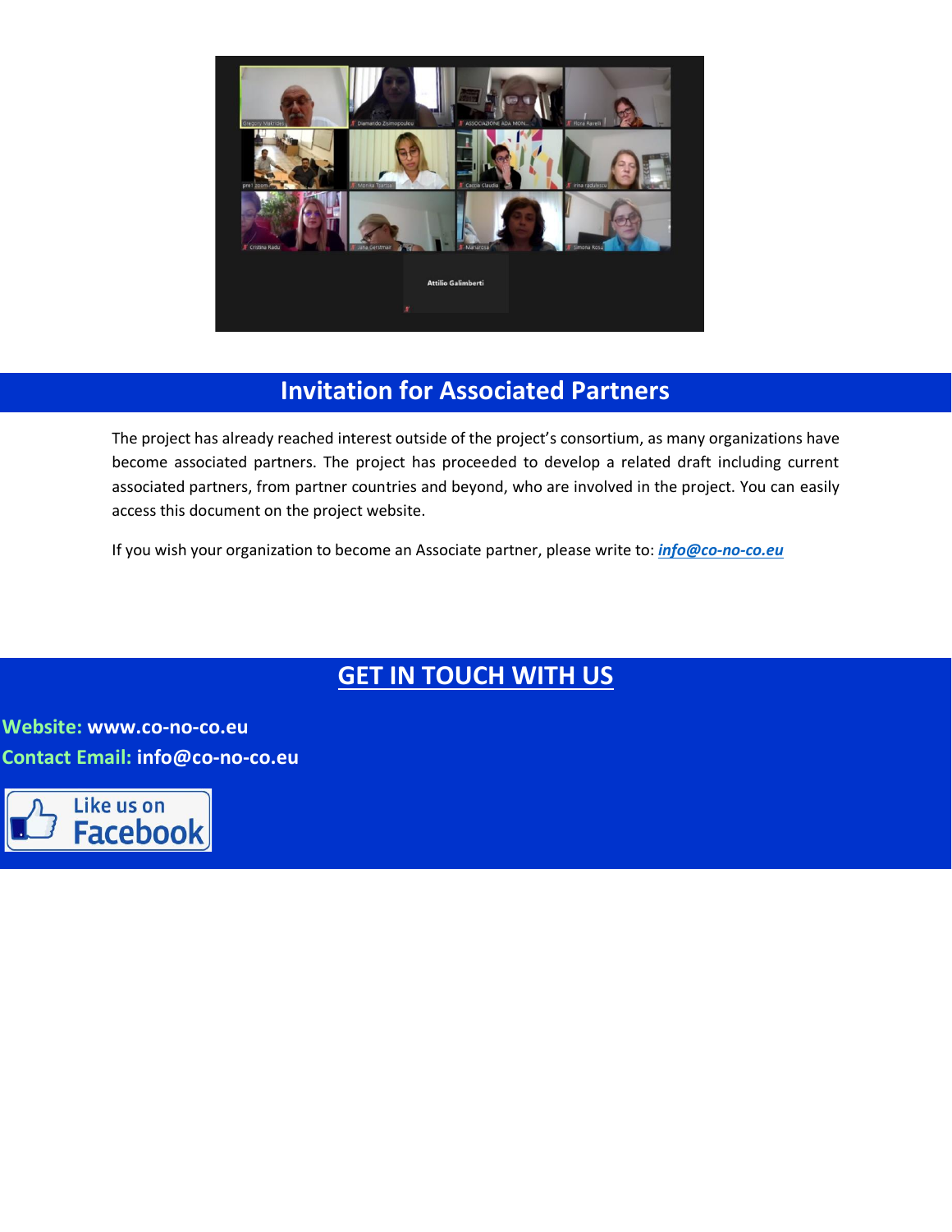## Invitation for Associated Partners

The project has already reached interest outside of the project's consortium, as many organizations have become associated partners. The project has proceeded to develop a related draft including current associated partners, from partner countries and beyond, who are involved in the project. You can easily access this document on the project website.

If you wish your organization to become an Associate partner, please write to: ***info@co-no-co.eu***

## GET IN TOUCH WITH US

**Website: www.co-no-co.eu**

**Contact Email: info@co-no-co.eu**

Like us on Facebook